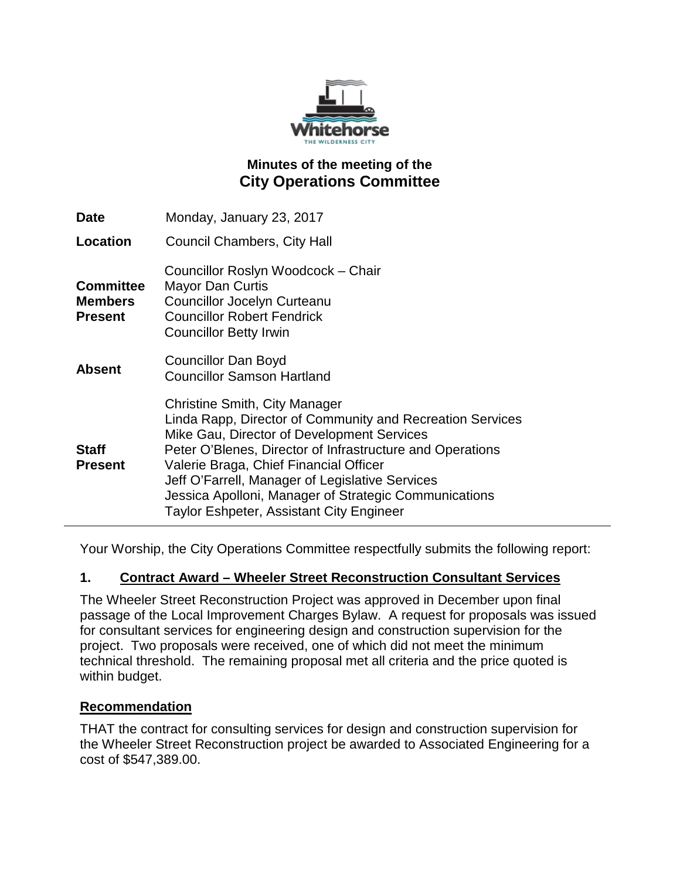Whitehorse
THE WILDERNESS CITY

# Minutes of the meeting of the
# City Operations Committee

| | |
|---|---|
| **Date** | Monday, January 23, 2017 |
| **Location** | Council Chambers, City Hall |
| **Committee Members Present** | Councillor Roslyn Woodcock – Chair<br>Mayor Dan Curtis<br>Councillor Jocelyn Curteanu<br>Councillor Robert Fendrick<br>Councillor Betty Irwin |
| **Absent** | Councillor Dan Boyd<br>Councillor Samson Hartland |
| **Staff Present** | Christine Smith, City Manager<br>Linda Rapp, Director of Community and Recreation Services<br>Mike Gau, Director of Development Services<br>Peter O'Blenes, Director of Infrastructure and Operations<br>Valerie Braga, Chief Financial Officer<br>Jeff O'Farrell, Manager of Legislative Services<br>Jessica Apolloni, Manager of Strategic Communications<br>Taylor Eshpeter, Assistant City Engineer |

Your Worship, the City Operations Committee respectfully submits the following report:

## 1. Contract Award – Wheeler Street Reconstruction Consultant Services

The Wheeler Street Reconstruction Project was approved in December upon final passage of the Local Improvement Charges Bylaw. A request for proposals was issued for consultant services for engineering design and construction supervision for the project. Two proposals were received, one of which did not meet the minimum technical threshold. The remaining proposal met all criteria and the price quoted is within budget.

### Recommendation

THAT the contract for consulting services for design and construction supervision for the Wheeler Street Reconstruction project be awarded to Associated Engineering for a cost of $547,389.00.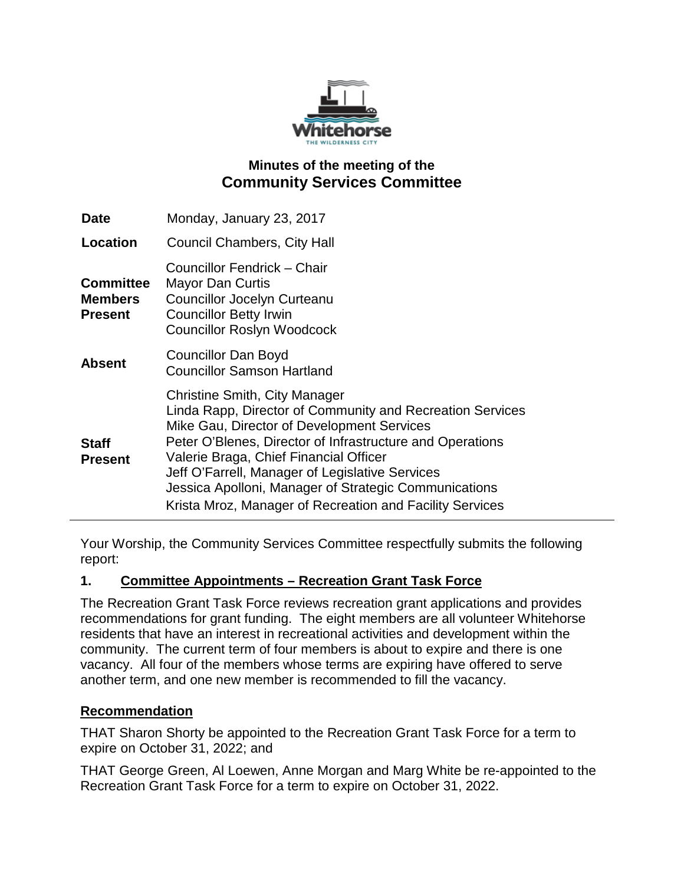## Minutes of the meeting of the
# Community Services Committee

| | |
|---|---|
| **Date** | Monday, January 23, 2017 |
| **Location** | Council Chambers, City Hall |
| **Committee Members Present** | Councillor Fendrick – Chair<br>Mayor Dan Curtis<br>Councillor Jocelyn Curteanu<br>Councillor Betty Irwin<br>Councillor Roslyn Woodcock |
| **Absent** | Councillor Dan Boyd<br>Councillor Samson Hartland |
| **Staff Present** | Christine Smith, City Manager<br>Linda Rapp, Director of Community and Recreation Services<br>Mike Gau, Director of Development Services<br>Peter O'Blenes, Director of Infrastructure and Operations<br>Valerie Braga, Chief Financial Officer<br>Jeff O'Farrell, Manager of Legislative Services<br>Jessica Apolloni, Manager of Strategic Communications<br>Krista Mroz, Manager of Recreation and Facility Services |

Your Worship, the Community Services Committee respectfully submits the following report:

### 1. Committee Appointments – Recreation Grant Task Force

The Recreation Grant Task Force reviews recreation grant applications and provides recommendations for grant funding. The eight members are all volunteer Whitehorse residents that have an interest in recreational activities and development within the community. The current term of four members is about to expire and there is one vacancy. All four of the members whose terms are expiring have offered to serve another term, and one new member is recommended to fill the vacancy.

**Recommendation**

THAT Sharon Shorty be appointed to the Recreation Grant Task Force for a term to expire on October 31, 2022; and

THAT George Green, Al Loewen, Anne Morgan and Marg White be re-appointed to the Recreation Grant Task Force for a term to expire on October 31, 2022.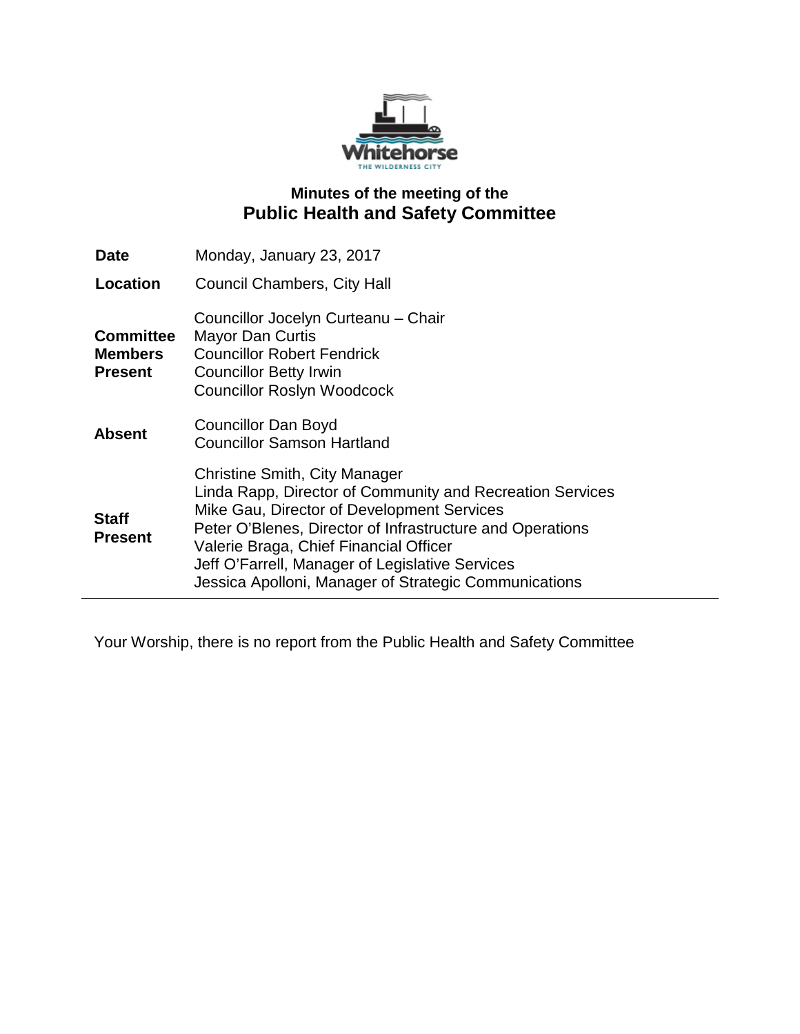# Minutes of the meeting of the
## Public Health and Safety Committee

| | |
|---|---|
| **Date** | Monday, January 23, 2017 |
| **Location** | Council Chambers, City Hall |
| **Committee Members Present** | Councillor Jocelyn Curteanu – Chair<br>Mayor Dan Curtis<br>Councillor Robert Fendrick<br>Councillor Betty Irwin<br>Councillor Roslyn Woodcock |
| **Absent** | Councillor Dan Boyd<br>Councillor Samson Hartland |
| **Staff Present** | Christine Smith, City Manager<br>Linda Rapp, Director of Community and Recreation Services<br>Mike Gau, Director of Development Services<br>Peter O'Blenes, Director of Infrastructure and Operations<br>Valerie Braga, Chief Financial Officer<br>Jeff O'Farrell, Manager of Legislative Services<br>Jessica Apolloni, Manager of Strategic Communications |

Your Worship, there is no report from the Public Health and Safety Committee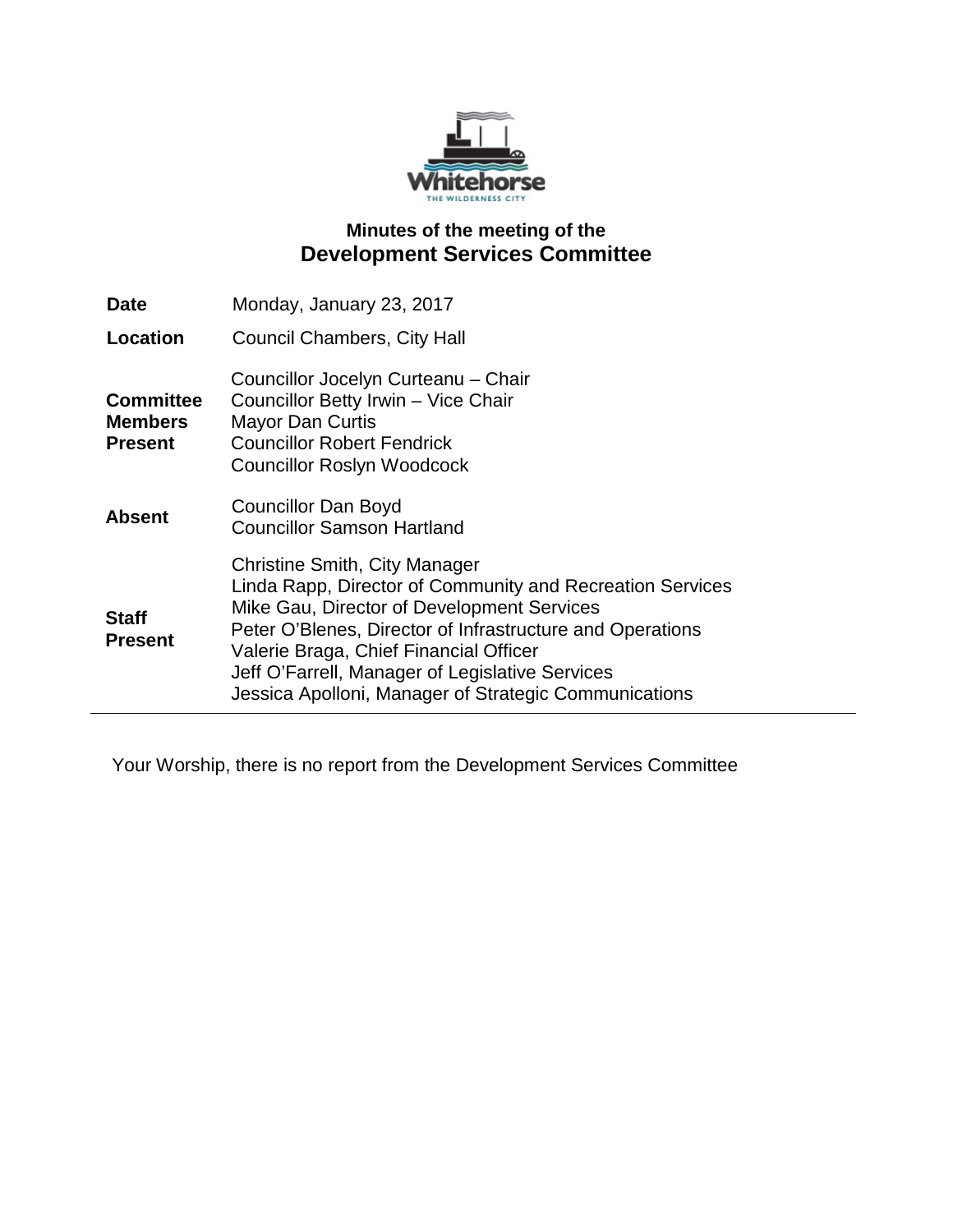# Minutes of the meeting of the
# Development Services Committee

| | |
|---|---|
| **Date** | Monday, January 23, 2017 |
| **Location** | Council Chambers, City Hall |
| **Committee Members Present** | Councillor Jocelyn Curteanu – Chair<br>Councillor Betty Irwin – Vice Chair<br>Mayor Dan Curtis<br>Councillor Robert Fendrick<br>Councillor Roslyn Woodcock |
| **Absent** | Councillor Dan Boyd<br>Councillor Samson Hartland |
| **Staff Present** | Christine Smith, City Manager<br>Linda Rapp, Director of Community and Recreation Services<br>Mike Gau, Director of Development Services<br>Peter O'Blenes, Director of Infrastructure and Operations<br>Valerie Braga, Chief Financial Officer<br>Jeff O'Farrell, Manager of Legislative Services<br>Jessica Apolloni, Manager of Strategic Communications |

Your Worship, there is no report from the Development Services Committee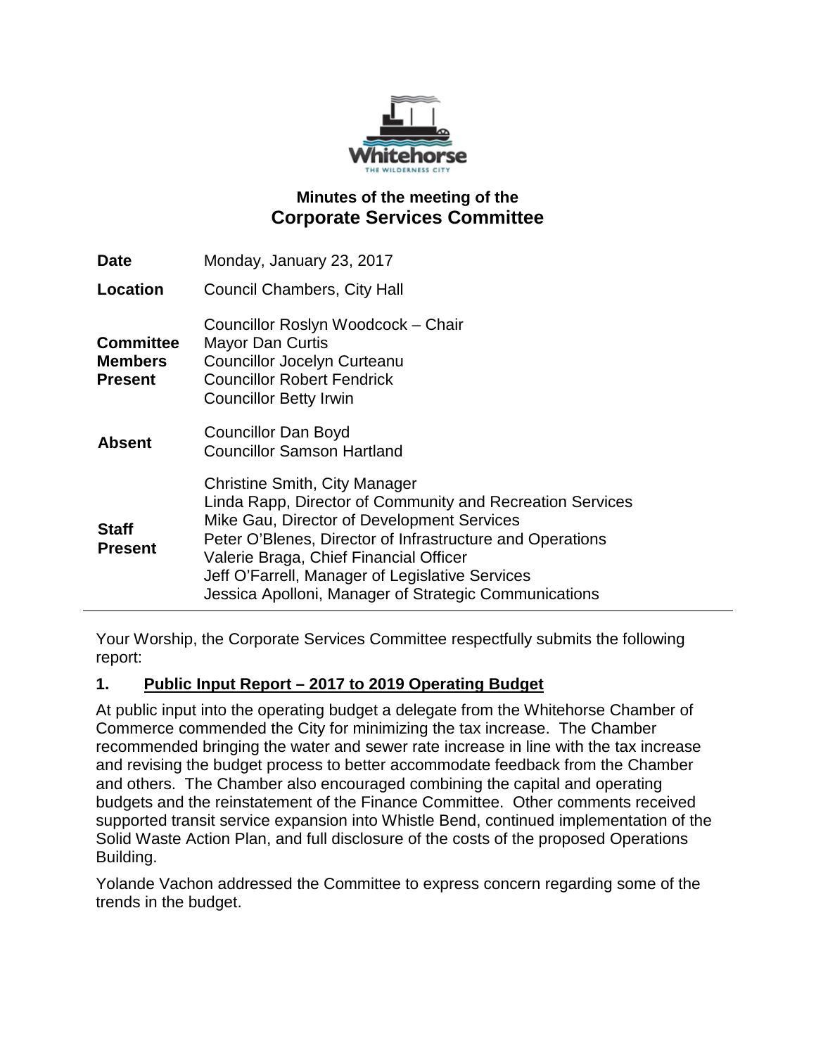# Minutes of the meeting of the
## Corporate Services Committee

| | |
|---|---|
| **Date** | Monday, January 23, 2017 |
| **Location** | Council Chambers, City Hall |
| **Committee Members Present** | Councillor Roslyn Woodcock – Chair<br>Mayor Dan Curtis<br>Councillor Jocelyn Curteanu<br>Councillor Robert Fendrick<br>Councillor Betty Irwin |
| **Absent** | Councillor Dan Boyd<br>Councillor Samson Hartland |
| **Staff Present** | Christine Smith, City Manager<br>Linda Rapp, Director of Community and Recreation Services<br>Mike Gau, Director of Development Services<br>Peter O'Blenes, Director of Infrastructure and Operations<br>Valerie Braga, Chief Financial Officer<br>Jeff O'Farrell, Manager of Legislative Services<br>Jessica Apolloni, Manager of Strategic Communications |

Your Worship, the Corporate Services Committee respectfully submits the following report:

**1. Public Input Report – 2017 to 2019 Operating Budget**

At public input into the operating budget a delegate from the Whitehorse Chamber of Commerce commended the City for minimizing the tax increase. The Chamber recommended bringing the water and sewer rate increase in line with the tax increase and revising the budget process to better accommodate feedback from the Chamber and others. The Chamber also encouraged combining the capital and operating budgets and the reinstatement of the Finance Committee. Other comments received supported transit service expansion into Whistle Bend, continued implementation of the Solid Waste Action Plan, and full disclosure of the costs of the proposed Operations Building.

Yolande Vachon addressed the Committee to express concern regarding some of the trends in the budget.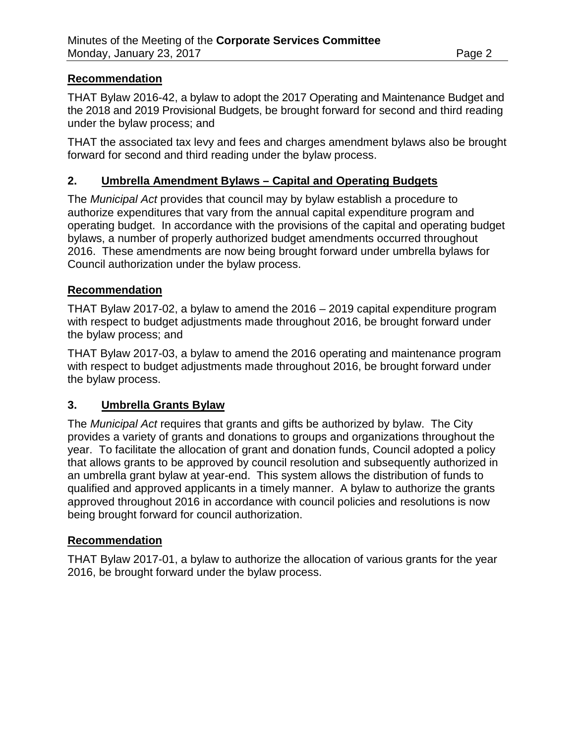**Recommendation**

THAT Bylaw 2016-42, a bylaw to adopt the 2017 Operating and Maintenance Budget and the 2018 and 2019 Provisional Budgets, be brought forward for second and third reading under the bylaw process; and

THAT the associated tax levy and fees and charges amendment bylaws also be brought forward for second and third reading under the bylaw process.

## 2. Umbrella Amendment Bylaws – Capital and Operating Budgets

The *Municipal Act* provides that council may by bylaw establish a procedure to authorize expenditures that vary from the annual capital expenditure program and operating budget. In accordance with the provisions of the capital and operating budget bylaws, a number of properly authorized budget amendments occurred throughout 2016. These amendments are now being brought forward under umbrella bylaws for Council authorization under the bylaw process.

**Recommendation**

THAT Bylaw 2017-02, a bylaw to amend the 2016 – 2019 capital expenditure program with respect to budget adjustments made throughout 2016, be brought forward under the bylaw process; and

THAT Bylaw 2017-03, a bylaw to amend the 2016 operating and maintenance program with respect to budget adjustments made throughout 2016, be brought forward under the bylaw process.

## 3. Umbrella Grants Bylaw

The *Municipal Act* requires that grants and gifts be authorized by bylaw. The City provides a variety of grants and donations to groups and organizations throughout the year. To facilitate the allocation of grant and donation funds, Council adopted a policy that allows grants to be approved by council resolution and subsequently authorized in an umbrella grant bylaw at year-end. This system allows the distribution of funds to qualified and approved applicants in a timely manner. A bylaw to authorize the grants approved throughout 2016 in accordance with council policies and resolutions is now being brought forward for council authorization.

**Recommendation**

THAT Bylaw 2017-01, a bylaw to authorize the allocation of various grants for the year 2016, be brought forward under the bylaw process.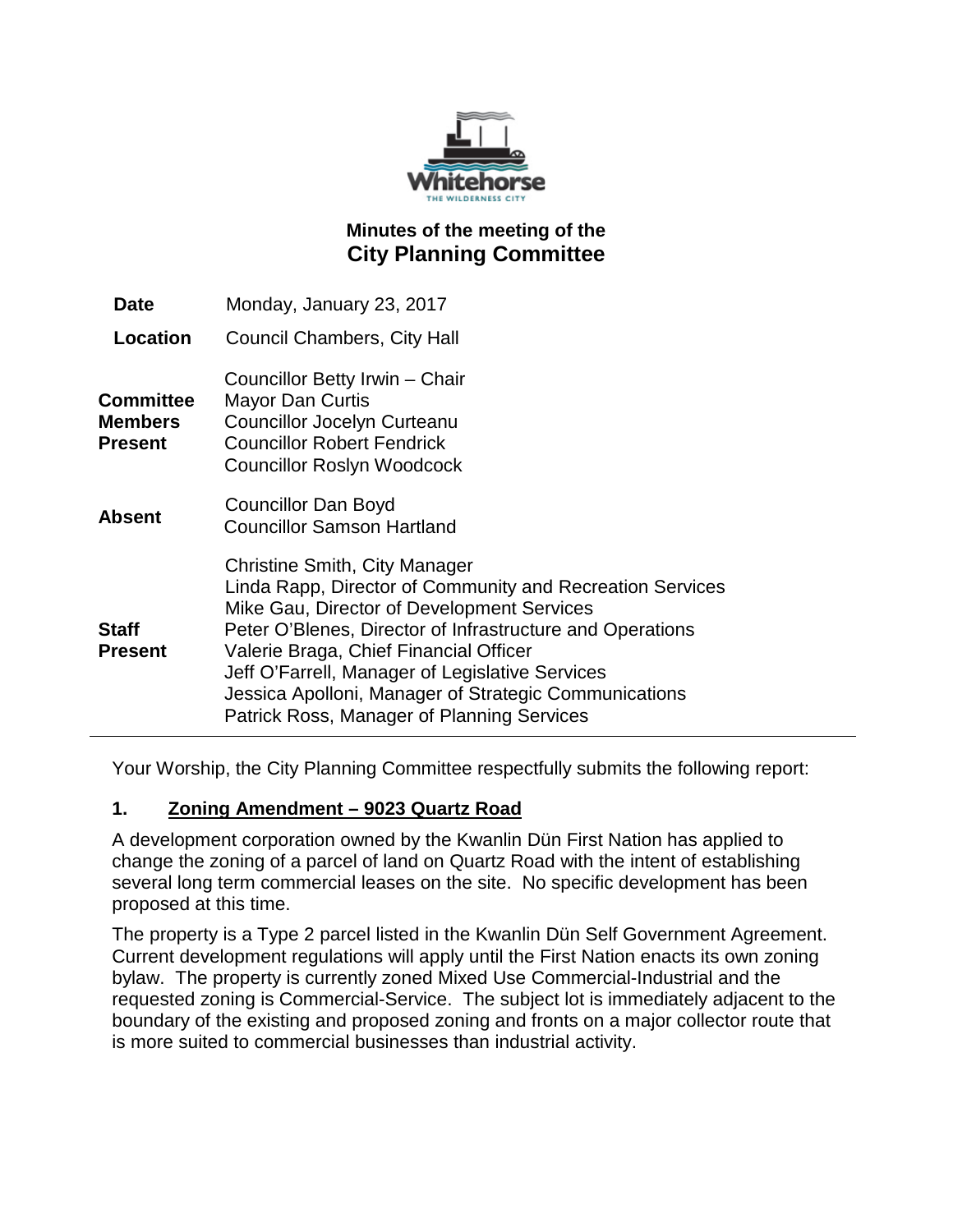# Minutes of the meeting of the City Planning Committee

| | |
|---|---|
| **Date** | Monday, January 23, 2017 |
| **Location** | Council Chambers, City Hall |
| **Committee Members Present** | Councillor Betty Irwin – Chair<br>Mayor Dan Curtis<br>Councillor Jocelyn Curteanu<br>Councillor Robert Fendrick<br>Councillor Roslyn Woodcock |
| **Absent** | Councillor Dan Boyd<br>Councillor Samson Hartland |
| **Staff Present** | Christine Smith, City Manager<br>Linda Rapp, Director of Community and Recreation Services<br>Mike Gau, Director of Development Services<br>Peter O'Blenes, Director of Infrastructure and Operations<br>Valerie Braga, Chief Financial Officer<br>Jeff O'Farrell, Manager of Legislative Services<br>Jessica Apolloni, Manager of Strategic Communications<br>Patrick Ross, Manager of Planning Services |

Your Worship, the City Planning Committee respectfully submits the following report:

## 1. Zoning Amendment – 9023 Quartz Road

A development corporation owned by the Kwanlin Dün First Nation has applied to change the zoning of a parcel of land on Quartz Road with the intent of establishing several long term commercial leases on the site. No specific development has been proposed at this time.

The property is a Type 2 parcel listed in the Kwanlin Dün Self Government Agreement. Current development regulations will apply until the First Nation enacts its own zoning bylaw. The property is currently zoned Mixed Use Commercial-Industrial and the requested zoning is Commercial-Service. The subject lot is immediately adjacent to the boundary of the existing and proposed zoning and fronts on a major collector route that is more suited to commercial businesses than industrial activity.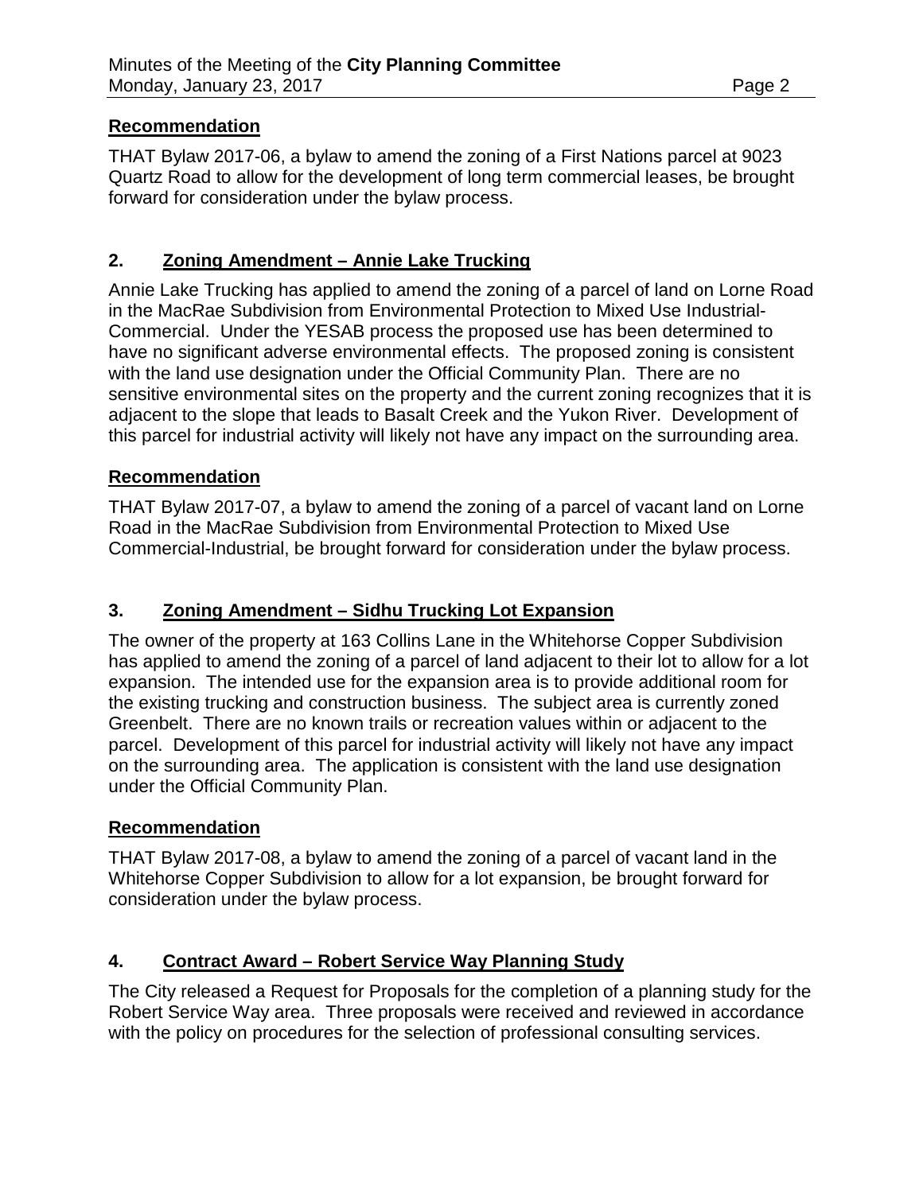## Recommendation

THAT Bylaw 2017-06, a bylaw to amend the zoning of a First Nations parcel at 9023 Quartz Road to allow for the development of long term commercial leases, be brought forward for consideration under the bylaw process.

## 2. Zoning Amendment – Annie Lake Trucking

Annie Lake Trucking has applied to amend the zoning of a parcel of land on Lorne Road in the MacRae Subdivision from Environmental Protection to Mixed Use Industrial-Commercial. Under the YESAB process the proposed use has been determined to have no significant adverse environmental effects. The proposed zoning is consistent with the land use designation under the Official Community Plan. There are no sensitive environmental sites on the property and the current zoning recognizes that it is adjacent to the slope that leads to Basalt Creek and the Yukon River. Development of this parcel for industrial activity will likely not have any impact on the surrounding area.

## Recommendation

THAT Bylaw 2017-07, a bylaw to amend the zoning of a parcel of vacant land on Lorne Road in the MacRae Subdivision from Environmental Protection to Mixed Use Commercial-Industrial, be brought forward for consideration under the bylaw process.

## 3. Zoning Amendment – Sidhu Trucking Lot Expansion

The owner of the property at 163 Collins Lane in the Whitehorse Copper Subdivision has applied to amend the zoning of a parcel of land adjacent to their lot to allow for a lot expansion. The intended use for the expansion area is to provide additional room for the existing trucking and construction business. The subject area is currently zoned Greenbelt. There are no known trails or recreation values within or adjacent to the parcel. Development of this parcel for industrial activity will likely not have any impact on the surrounding area. The application is consistent with the land use designation under the Official Community Plan.

## Recommendation

THAT Bylaw 2017-08, a bylaw to amend the zoning of a parcel of vacant land in the Whitehorse Copper Subdivision to allow for a lot expansion, be brought forward for consideration under the bylaw process.

## 4. Contract Award – Robert Service Way Planning Study

The City released a Request for Proposals for the completion of a planning study for the Robert Service Way area. Three proposals were received and reviewed in accordance with the policy on procedures for the selection of professional consulting services.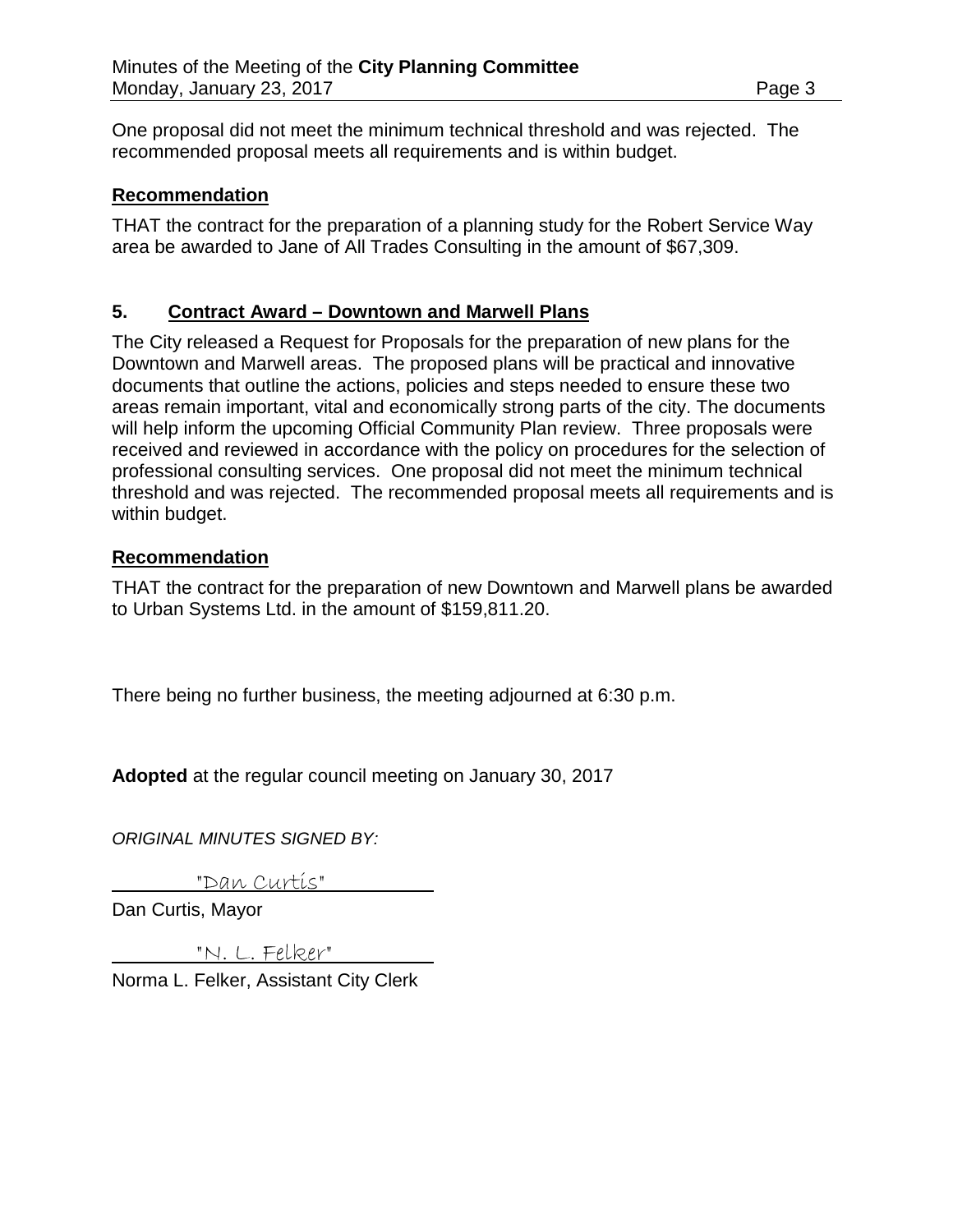One proposal did not meet the minimum technical threshold and was rejected. The recommended proposal meets all requirements and is within budget.

**Recommendation**

THAT the contract for the preparation of a planning study for the Robert Service Way area be awarded to Jane of All Trades Consulting in the amount of $67,309.

## 5. Contract Award – Downtown and Marwell Plans

The City released a Request for Proposals for the preparation of new plans for the Downtown and Marwell areas. The proposed plans will be practical and innovative documents that outline the actions, policies and steps needed to ensure these two areas remain important, vital and economically strong parts of the city. The documents will help inform the upcoming Official Community Plan review. Three proposals were received and reviewed in accordance with the policy on procedures for the selection of professional consulting services. One proposal did not meet the minimum technical threshold and was rejected. The recommended proposal meets all requirements and is within budget.

**Recommendation**

THAT the contract for the preparation of new Downtown and Marwell plans be awarded to Urban Systems Ltd. in the amount of $159,811.20.

There being no further business, the meeting adjourned at 6:30 p.m.

**Adopted** at the regular council meeting on January 30, 2017

*ORIGINAL MINUTES SIGNED BY:*

"Dan Curtis"

Dan Curtis, Mayor

"N. L. Felker"

Norma L. Felker, Assistant City Clerk